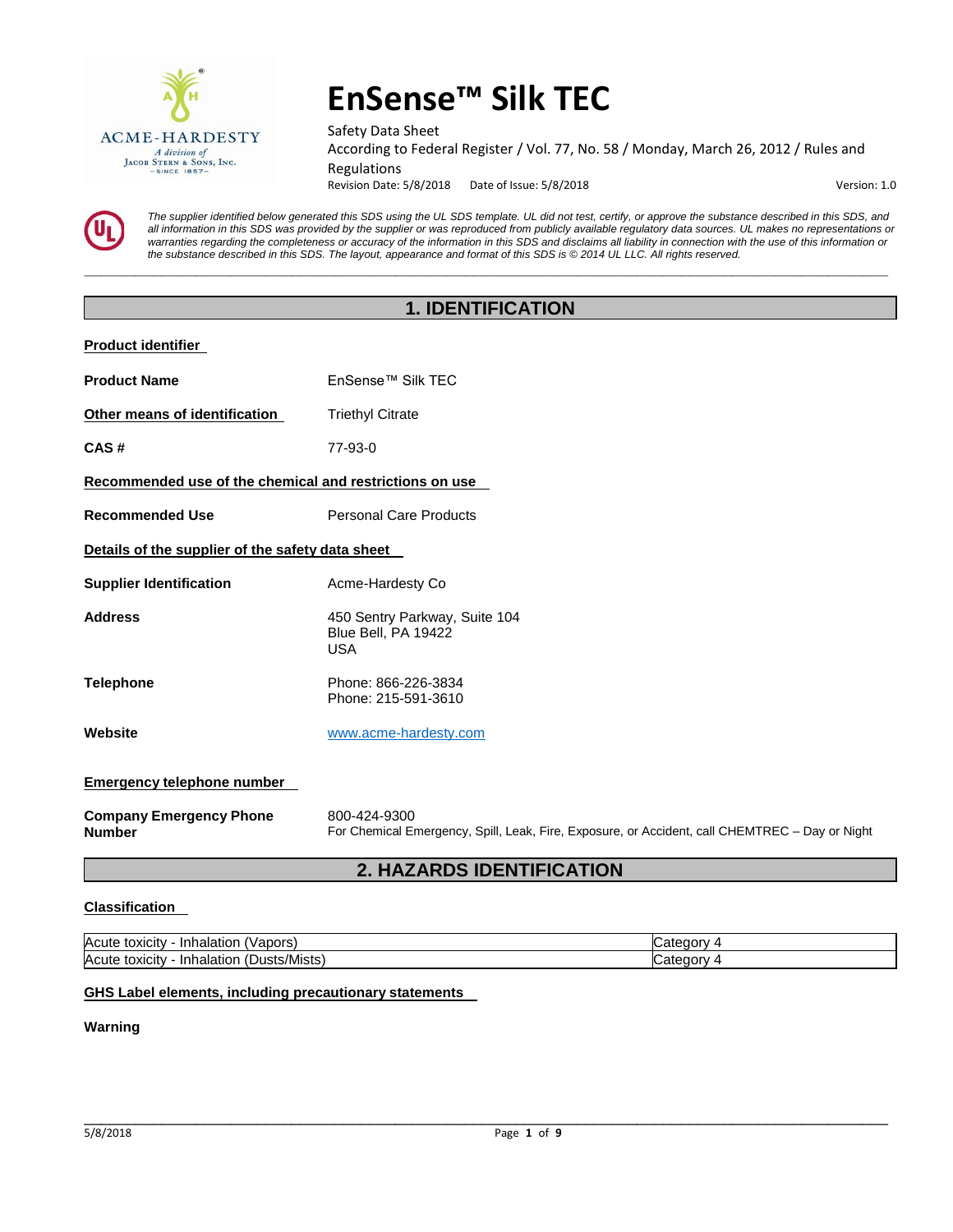# EnSense™ Silk TEC

Safety Data Sheet
According to Federal Register / Vol. 77, No. 58 / Monday, March 26, 2012 / Rules and Regulations
Revision Date: 5/8/2018 Date of Issue: 5/8/2018 Version: 1.0

*The supplier identified below generated this SDS using the UL SDS template. UL did not test, certify, or approve the substance described in this SDS, and all information in this SDS was provided by the supplier or was reproduced from publicly available regulatory data sources. UL makes no representations or warranties regarding the completeness or accuracy of the information in this SDS and disclaims all liability in connection with the use of this information or the substance described in this SDS. The layout, appearance and format of this SDS is © 2014 UL LLC. All rights reserved.*

## 1. IDENTIFICATION

**Product identifier**

**Product Name** EnSense™ Silk TEC

**Other means of identification** Triethyl Citrate

**CAS #** 77-93-0

**Recommended use of the chemical and restrictions on use**

**Recommended Use** Personal Care Products

**Details of the supplier of the safety data sheet**

**Supplier Identification** Acme-Hardesty Co

**Address** 450 Sentry Parkway, Suite 104
Blue Bell, PA 19422
USA

**Telephone** Phone: 866-226-3834
Phone: 215-591-3610

**Website** www.acme-hardesty.com

**Emergency telephone number**

**Company Emergency Phone Number** 800-424-9300
For Chemical Emergency, Spill, Leak, Fire, Exposure, or Accident, call CHEMTREC – Day or Night

## 2. HAZARDS IDENTIFICATION

**Classification**

| | |
|---|---|
| Acute toxicity - Inhalation (Vapors) | Category 4 |
| Acute toxicity - Inhalation (Dusts/Mists) | Category 4 |

**GHS Label elements, including precautionary statements**

**Warning**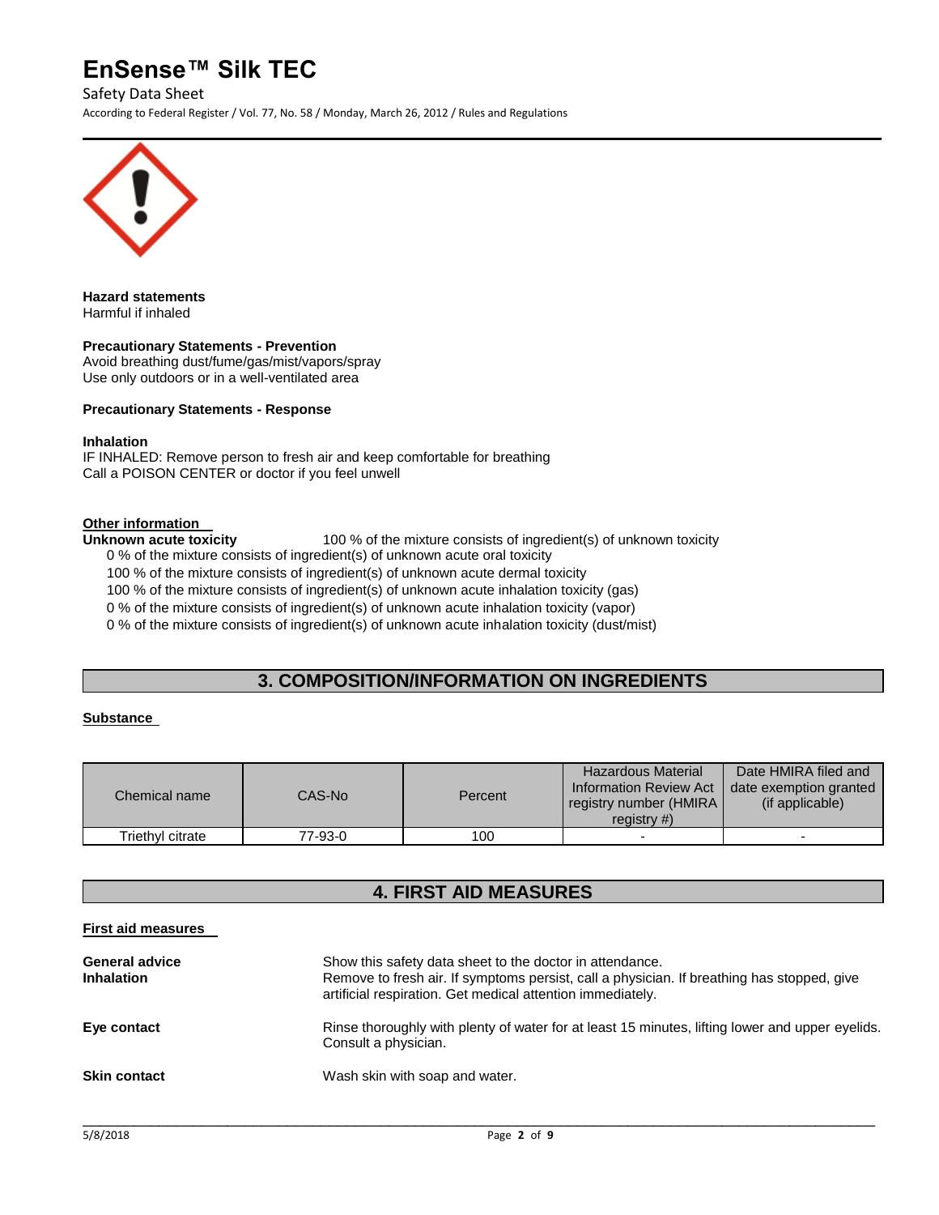**Hazard statements**
Harmful if inhaled

**Precautionary Statements - Prevention**
Avoid breathing dust/fume/gas/mist/vapors/spray
Use only outdoors or in a well-ventilated area

**Precautionary Statements - Response**

**Inhalation**
IF INHALED: Remove person to fresh air and keep comfortable for breathing
Call a POISON CENTER or doctor if you feel unwell

**Other information**

**Unknown acute toxicity** 100 % of the mixture consists of ingredient(s) of unknown toxicity

0 % of the mixture consists of ingredient(s) of unknown acute oral toxicity
100 % of the mixture consists of ingredient(s) of unknown acute dermal toxicity
100 % of the mixture consists of ingredient(s) of unknown acute inhalation toxicity (gas)
0 % of the mixture consists of ingredient(s) of unknown acute inhalation toxicity (vapor)
0 % of the mixture consists of ingredient(s) of unknown acute inhalation toxicity (dust/mist)

## 3. COMPOSITION/INFORMATION ON INGREDIENTS

**Substance**

| Chemical name | CAS-No | Percent | Hazardous Material Information Review Act registry number (HMIRA registry #) | Date HMIRA filed and date exemption granted (if applicable) |
|---|---|---|---|---|
| Triethyl citrate | 77-93-0 | 100 | - | - |

## 4. FIRST AID MEASURES

**First aid measures**

**General advice** Show this safety data sheet to the doctor in attendance.

**Inhalation** Remove to fresh air. If symptoms persist, call a physician. If breathing has stopped, give artificial respiration. Get medical attention immediately.

**Eye contact** Rinse thoroughly with plenty of water for at least 15 minutes, lifting lower and upper eyelids. Consult a physician.

**Skin contact** Wash skin with soap and water.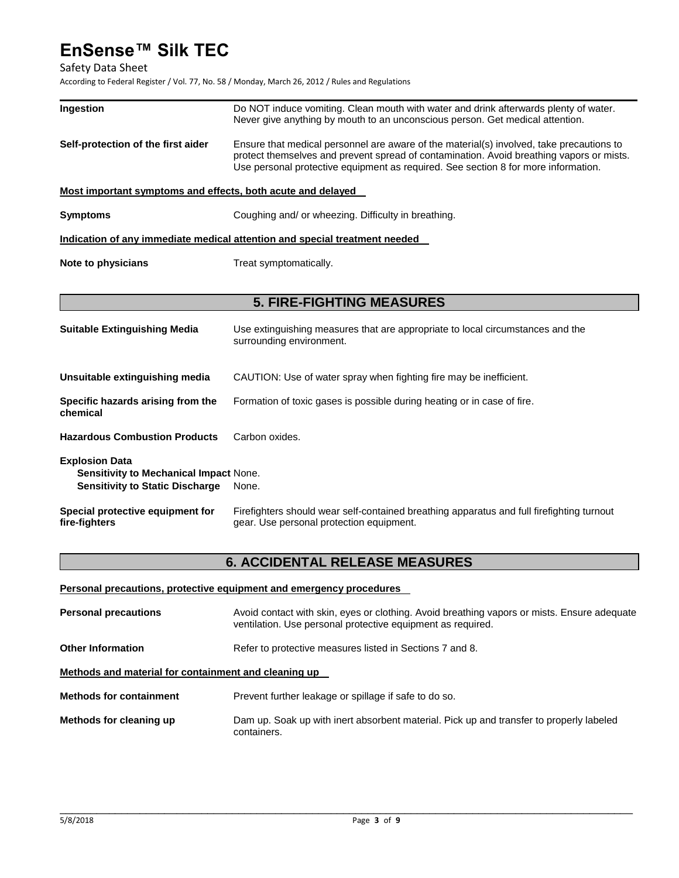| | |
|---|---|
| **Ingestion** | Do NOT induce vomiting. Clean mouth with water and drink afterwards plenty of water. Never give anything by mouth to an unconscious person. Get medical attention. |
| **Self-protection of the first aider** | Ensure that medical personnel are aware of the material(s) involved, take precautions to protect themselves and prevent spread of contamination. Avoid breathing vapors or mists. Use personal protective equipment as required. See section 8 for more information. |

**Most important symptoms and effects, both acute and delayed**

| | |
|---|---|
| **Symptoms** | Coughing and/ or wheezing. Difficulty in breathing. |

**Indication of any immediate medical attention and special treatment needed**

| | |
|---|---|
| **Note to physicians** | Treat symptomatically. |

## 5. FIRE-FIGHTING MEASURES

| | |
|---|---|
| **Suitable Extinguishing Media** | Use extinguishing measures that are appropriate to local circumstances and the surrounding environment. |
| **Unsuitable extinguishing media** | CAUTION: Use of water spray when fighting fire may be inefficient. |
| **Specific hazards arising from the chemical** | Formation of toxic gases is possible during heating or in case of fire. |
| **Hazardous Combustion Products** | Carbon oxides. |

**Explosion Data**

| | |
|---|---|
| **Sensitivity to Mechanical Impact** | None. |
| **Sensitivity to Static Discharge** | None. |

| | |
|---|---|
| **Special protective equipment for fire-fighters** | Firefighters should wear self-contained breathing apparatus and full firefighting turnout gear. Use personal protection equipment. |

## 6. ACCIDENTAL RELEASE MEASURES

**Personal precautions, protective equipment and emergency procedures**

| | |
|---|---|
| **Personal precautions** | Avoid contact with skin, eyes or clothing. Avoid breathing vapors or mists. Ensure adequate ventilation. Use personal protective equipment as required. |
| **Other Information** | Refer to protective measures listed in Sections 7 and 8. |

**Methods and material for containment and cleaning up**

| | |
|---|---|
| **Methods for containment** | Prevent further leakage or spillage if safe to do so. |
| **Methods for cleaning up** | Dam up. Soak up with inert absorbent material. Pick up and transfer to properly labeled containers. |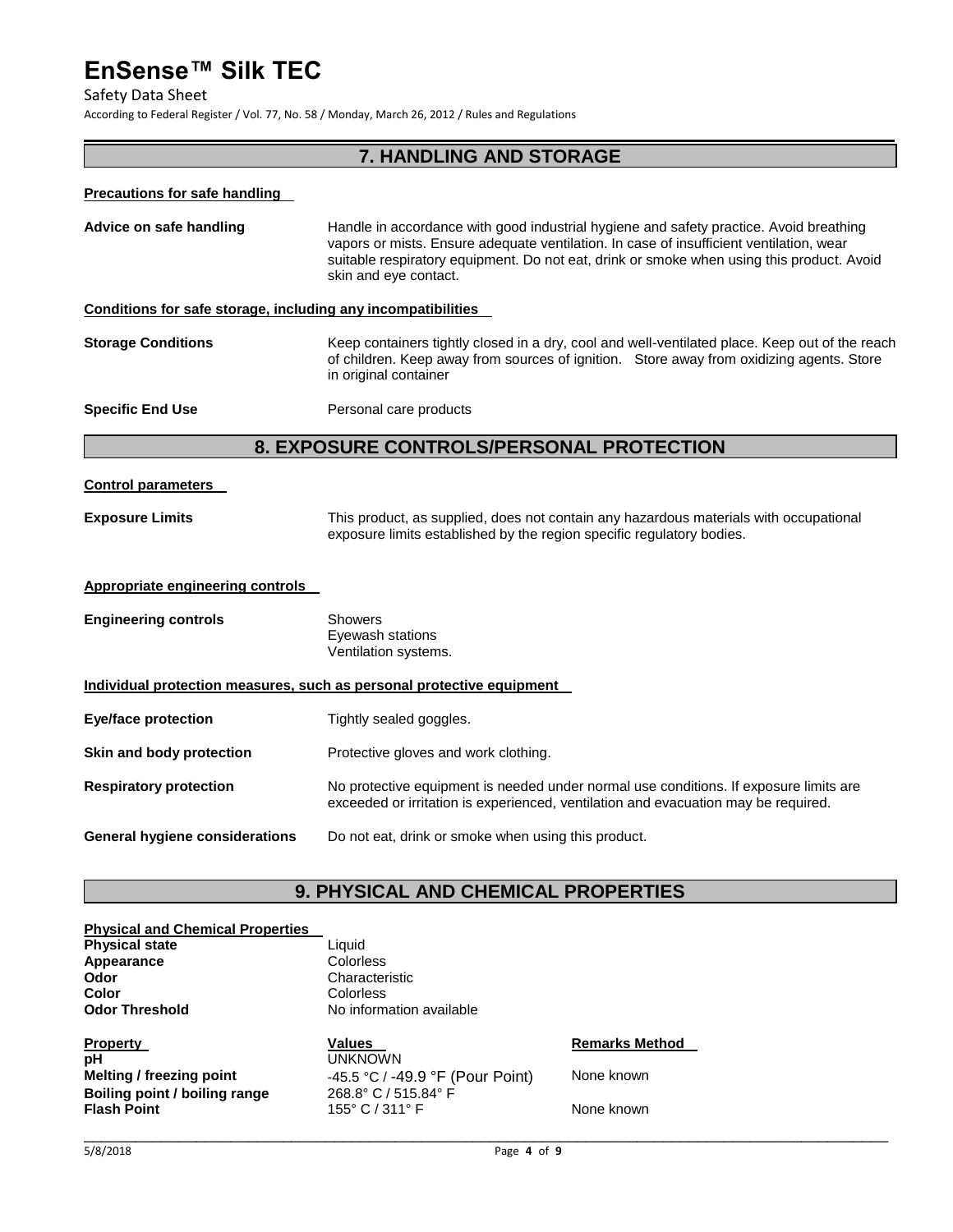## 7. HANDLING AND STORAGE

**Precautions for safe handling**

**Advice on safe handling** — Handle in accordance with good industrial hygiene and safety practice. Avoid breathing vapors or mists. Ensure adequate ventilation. In case of insufficient ventilation, wear suitable respiratory equipment. Do not eat, drink or smoke when using this product. Avoid skin and eye contact.

**Conditions for safe storage, including any incompatibilities**

**Storage Conditions** — Keep containers tightly closed in a dry, cool and well-ventilated place. Keep out of the reach of children. Keep away from sources of ignition. Store away from oxidizing agents. Store in original container

**Specific End Use** — Personal care products

## 8. EXPOSURE CONTROLS/PERSONAL PROTECTION

**Control parameters**

**Exposure Limits** — This product, as supplied, does not contain any hazardous materials with occupational exposure limits established by the region specific regulatory bodies.

**Appropriate engineering controls**

**Engineering controls** — Showers
Eyewash stations
Ventilation systems.

**Individual protection measures, such as personal protective equipment**

**Eye/face protection** — Tightly sealed goggles.

**Skin and body protection** — Protective gloves and work clothing.

**Respiratory protection** — No protective equipment is needed under normal use conditions. If exposure limits are exceeded or irritation is experienced, ventilation and evacuation may be required.

**General hygiene considerations** — Do not eat, drink or smoke when using this product.

## 9. PHYSICAL AND CHEMICAL PROPERTIES

**Physical and Chemical Properties**

| | |
|---|---|
| **Physical state** | Liquid |
| **Appearance** | Colorless |
| **Odor** | Characteristic |
| **Color** | Colorless |
| **Odor Threshold** | No information available |

| Property | Values | Remarks Method |
|---|---|---|
| **pH** | UNKNOWN | |
| **Melting / freezing point** | -45.5 °C / -49.9 °F (Pour Point) | None known |
| **Boiling point / boiling range** | 268.8° C / 515.84° F | |
| **Flash Point** | 155° C / 311° F | None known |

5/8/2018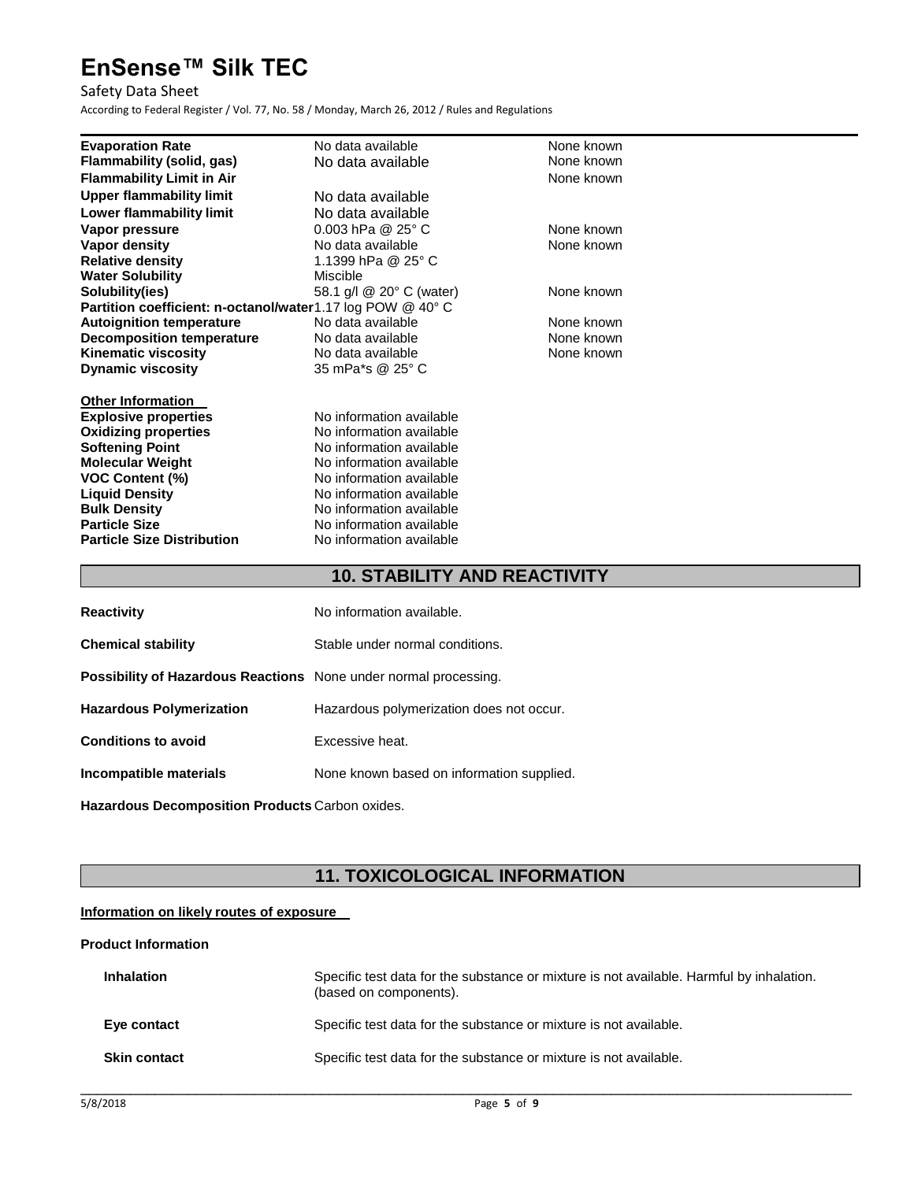| | | |
|---|---|---|
| **Evaporation Rate** | No data available | None known |
| **Flammability (solid, gas)** | No data available | None known |
| **Flammability Limit in Air** | | None known |
| **Upper flammability limit** | No data available | |
| **Lower flammability limit** | No data available | |
| **Vapor pressure** | 0.003 hPa @ 25° C | None known |
| **Vapor density** | No data available | None known |
| **Relative density** | 1.1399 hPa @ 25° C | |
| **Water Solubility** | Miscible | |
| **Solubility(ies)** | 58.1 g/l @ 20° C (water) | None known |
| **Partition coefficient: n-octanol/water** | 1.17 log POW @ 40° C | |
| **Autoignition temperature** | No data available | None known |
| **Decomposition temperature** | No data available | None known |
| **Kinematic viscosity** | No data available | None known |
| **Dynamic viscosity** | 35 mPa*s @ 25° C | |

**Other Information**

| | |
|---|---|
| **Explosive properties** | No information available |
| **Oxidizing properties** | No information available |
| **Softening Point** | No information available |
| **Molecular Weight** | No information available |
| **VOC Content (%)** | No information available |
| **Liquid Density** | No information available |
| **Bulk Density** | No information available |
| **Particle Size** | No information available |
| **Particle Size Distribution** | No information available |

## 10. STABILITY AND REACTIVITY

**Reactivity** No information available.

**Chemical stability** Stable under normal conditions.

**Possibility of Hazardous Reactions** None under normal processing.

**Hazardous Polymerization** Hazardous polymerization does not occur.

**Conditions to avoid** Excessive heat.

**Incompatible materials** None known based on information supplied.

**Hazardous Decomposition Products** Carbon oxides.

## 11. TOXICOLOGICAL INFORMATION

**Information on likely routes of exposure**

**Product Information**

**Inhalation** Specific test data for the substance or mixture is not available. Harmful by inhalation. (based on components).

**Eye contact** Specific test data for the substance or mixture is not available.

**Skin contact** Specific test data for the substance or mixture is not available.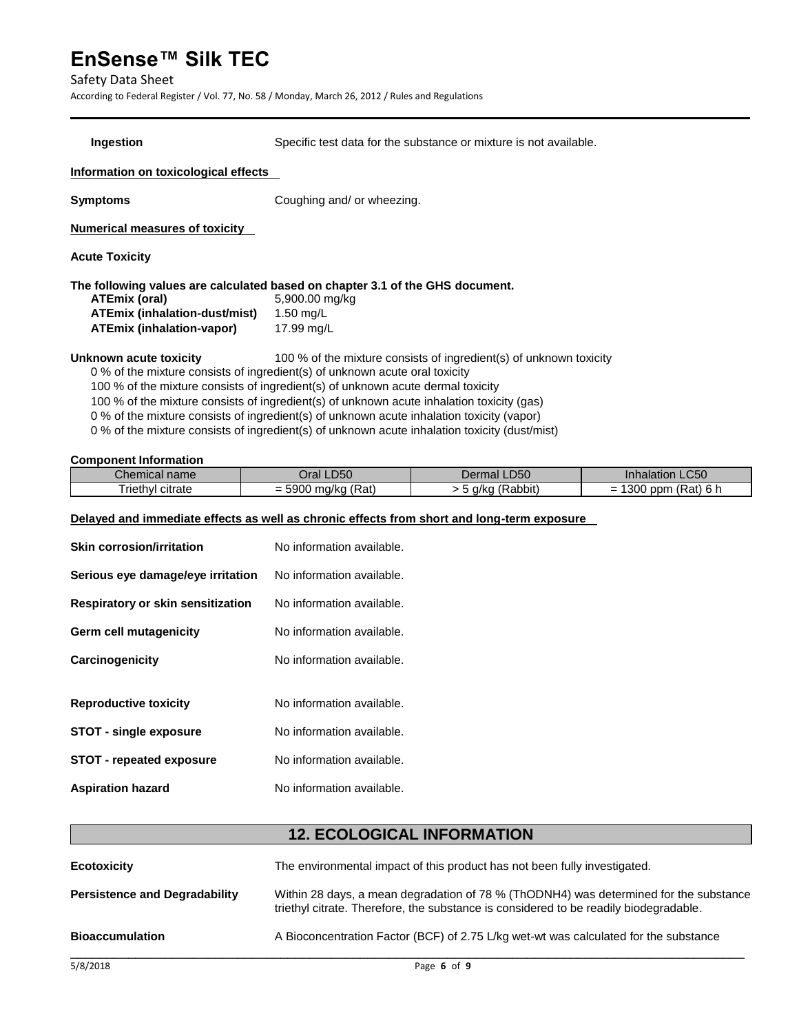**Ingestion** Specific test data for the substance or mixture is not available.

**Information on toxicological effects**

**Symptoms** Coughing and/ or wheezing.

**Numerical measures of toxicity**

**Acute Toxicity**

**The following values are calculated based on chapter 3.1 of the GHS document.**

| | |
|---|---|
| **ATEmix (oral)** | 5,900.00 mg/kg |
| **ATEmix (inhalation-dust/mist)** | 1.50 mg/L |
| **ATEmix (inhalation-vapor)** | 17.99 mg/L |

**Unknown acute toxicity** 100 % of the mixture consists of ingredient(s) of unknown toxicity

0 % of the mixture consists of ingredient(s) of unknown acute oral toxicity
100 % of the mixture consists of ingredient(s) of unknown acute dermal toxicity
100 % of the mixture consists of ingredient(s) of unknown acute inhalation toxicity (gas)
0 % of the mixture consists of ingredient(s) of unknown acute inhalation toxicity (vapor)
0 % of the mixture consists of ingredient(s) of unknown acute inhalation toxicity (dust/mist)

**Component Information**

| Chemical name | Oral LD50 | Dermal LD50 | Inhalation LC50 |
|---|---|---|---|
| Triethyl citrate | = 5900 mg/kg (Rat) | > 5 g/kg (Rabbit) | = 1300 ppm (Rat) 6 h |

**Delayed and immediate effects as well as chronic effects from short and long-term exposure**

**Skin corrosion/irritation** No information available.

**Serious eye damage/eye irritation** No information available.

**Respiratory or skin sensitization** No information available.

**Germ cell mutagenicity** No information available.

**Carcinogenicity** No information available.

**Reproductive toxicity** No information available.

**STOT - single exposure** No information available.

**STOT - repeated exposure** No information available.

**Aspiration hazard** No information available.

## 12. ECOLOGICAL INFORMATION

**Ecotoxicity** The environmental impact of this product has not been fully investigated.

**Persistence and Degradability** Within 28 days, a mean degradation of 78 % (ThODNH4) was determined for the substance triethyl citrate. Therefore, the substance is considered to be readily biodegradable.

**Bioaccumulation** A Bioconcentration Factor (BCF) of 2.75 L/kg wet-wt was calculated for the substance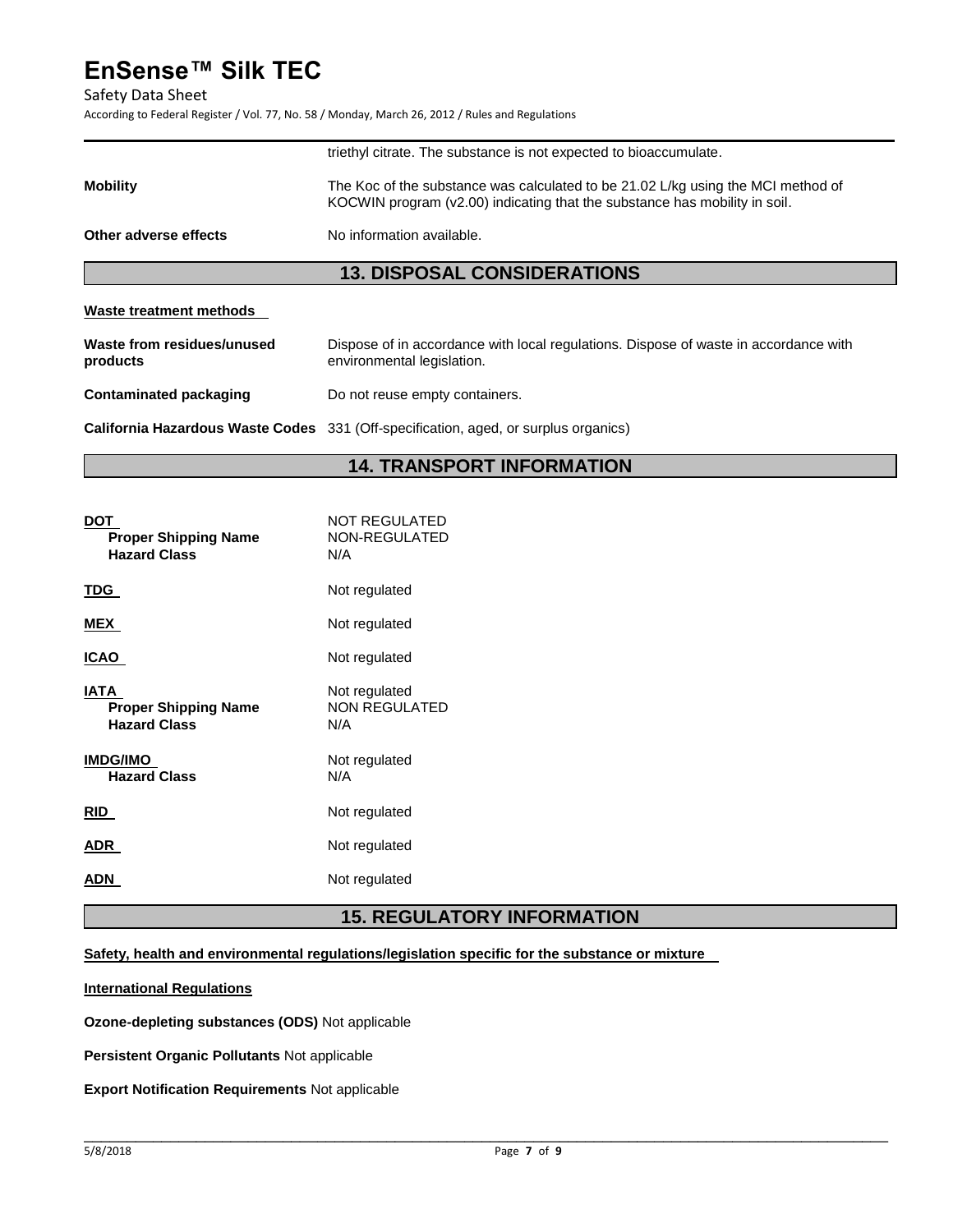triethyl citrate. The substance is not expected to bioaccumulate.

**Mobility** The Koc of the substance was calculated to be 21.02 L/kg using the MCI method of KOCWIN program (v2.00) indicating that the substance has mobility in soil.

**Other adverse effects** No information available.

## 13. DISPOSAL CONSIDERATIONS

**Waste treatment methods**

**Waste from residues/unused products** Dispose of in accordance with local regulations. Dispose of waste in accordance with environmental legislation.

**Contaminated packaging** Do not reuse empty containers.

**California Hazardous Waste Codes** 331 (Off-specification, aged, or surplus organics)

## 14. TRANSPORT INFORMATION

**DOT** NOT REGULATED
- **Proper Shipping Name** NON-REGULATED
- **Hazard Class** N/A

**TDG** Not regulated

**MEX** Not regulated

**ICAO** Not regulated

**IATA** Not regulated
- **Proper Shipping Name** NON REGULATED
- **Hazard Class** N/A

**IMDG/IMO** Not regulated
- **Hazard Class** N/A

**RID** Not regulated

**ADR** Not regulated

**ADN** Not regulated

## 15. REGULATORY INFORMATION

**Safety, health and environmental regulations/legislation specific for the substance or mixture**

**International Regulations**

**Ozone-depleting substances (ODS)** Not applicable

**Persistent Organic Pollutants** Not applicable

**Export Notification Requirements** Not applicable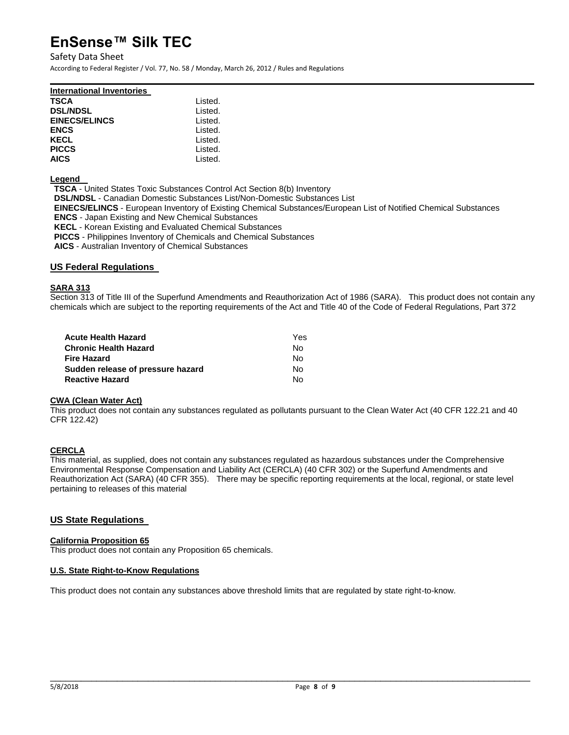#### International Inventories

| | |
|---|---|
| **TSCA** | Listed. |
| **DSL/NDSL** | Listed. |
| **EINECS/ELINCS** | Listed. |
| **ENCS** | Listed. |
| **KECL** | Listed. |
| **PICCS** | Listed. |
| **AICS** | Listed. |

#### Legend

**TSCA** - United States Toxic Substances Control Act Section 8(b) Inventory
**DSL/NDSL** - Canadian Domestic Substances List/Non-Domestic Substances List
**EINECS/ELINCS** - European Inventory of Existing Chemical Substances/European List of Notified Chemical Substances
**ENCS** - Japan Existing and New Chemical Substances
**KECL** - Korean Existing and Evaluated Chemical Substances
**PICCS** - Philippines Inventory of Chemicals and Chemical Substances
**AICS** - Australian Inventory of Chemical Substances

## US Federal Regulations

#### SARA 313

Section 313 of Title III of the Superfund Amendments and Reauthorization Act of 1986 (SARA). This product does not contain any chemicals which are subject to the reporting requirements of the Act and Title 40 of the Code of Federal Regulations, Part 372

| | |
|---|---|
| **Acute Health Hazard** | Yes |
| **Chronic Health Hazard** | No |
| **Fire Hazard** | No |
| **Sudden release of pressure hazard** | No |
| **Reactive Hazard** | No |

#### CWA (Clean Water Act)

This product does not contain any substances regulated as pollutants pursuant to the Clean Water Act (40 CFR 122.21 and 40 CFR 122.42)

#### CERCLA

This material, as supplied, does not contain any substances regulated as hazardous substances under the Comprehensive Environmental Response Compensation and Liability Act (CERCLA) (40 CFR 302) or the Superfund Amendments and Reauthorization Act (SARA) (40 CFR 355). There may be specific reporting requirements at the local, regional, or state level pertaining to releases of this material

## US State Regulations

#### California Proposition 65

This product does not contain any Proposition 65 chemicals.

#### U.S. State Right-to-Know Regulations

This product does not contain any substances above threshold limits that are regulated by state right-to-know.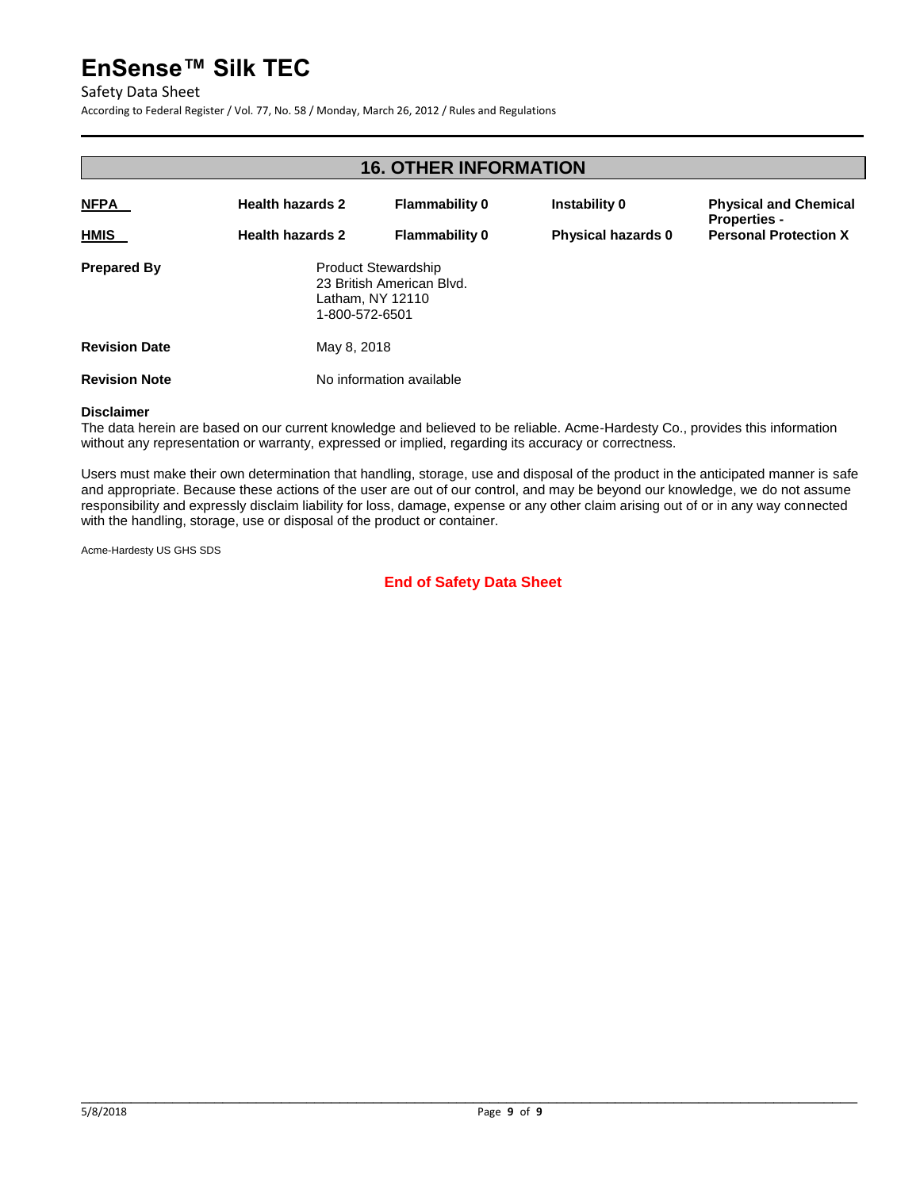# 16. OTHER INFORMATION

| | | | | |
|---|---|---|---|---|
| **NFPA** | **Health hazards 2** | **Flammability 0** | **Instability 0** | **Physical and Chemical Properties -** |
| **HMIS** | **Health hazards 2** | **Flammability 0** | **Physical hazards 0** | **Personal Protection X** |

**Prepared By**

Product Stewardship
23 British American Blvd.
Latham, NY 12110
1-800-572-6501

**Revision Date** May 8, 2018

**Revision Note** No information available

**Disclaimer**

The data herein are based on our current knowledge and believed to be reliable. Acme-Hardesty Co., provides this information without any representation or warranty, expressed or implied, regarding its accuracy or correctness.

Users must make their own determination that handling, storage, use and disposal of the product in the anticipated manner is safe and appropriate. Because these actions of the user are out of our control, and may be beyond our knowledge, we do not assume responsibility and expressly disclaim liability for loss, damage, expense or any other claim arising out of or in any way connected with the handling, storage, use or disposal of the product or container.

Acme-Hardesty US GHS SDS

**End of Safety Data Sheet**